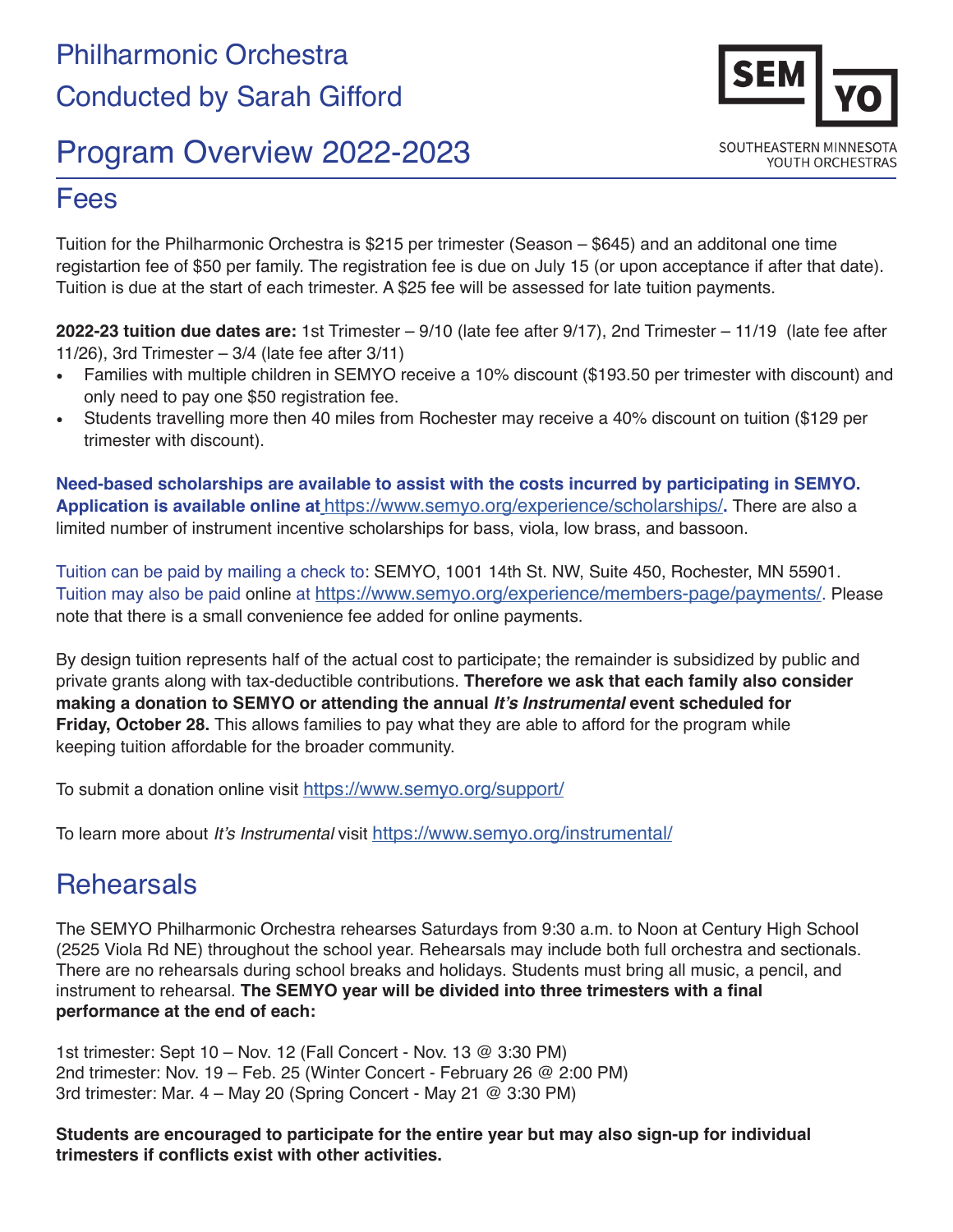# Philharmonic Orchestra

# Conducted by Sarah Gifford

SEM YO

SOUTHEASTERN MINNESOTA YOUTH ORCHESTRAS

# Program Overview 2022-2023

## Fees

Tuition for the Philharmonic Orchestra is $215 per trimester (Season – $645) and an additonal one time registartion fee of $50 per family. The registration fee is due on July 15 (or upon acceptance if after that date). Tuition is due at the start of each trimester. A $25 fee will be assessed for late tuition payments.

**2022-23 tuition due dates are:** 1st Trimester – 9/10 (late fee after 9/17), 2nd Trimester – 11/19 (late fee after 11/26), 3rd Trimester – 3/4 (late fee after 3/11)

- Families with multiple children in SEMYO receive a 10% discount ($193.50 per trimester with discount) and only need to pay one $50 registration fee.
- Students travelling more then 40 miles from Rochester may receive a 40% discount on tuition ($129 per trimester with discount).

**Need-based scholarships are available to assist with the costs incurred by participating in SEMYO. Application is available online at** https://www.semyo.org/experience/scholarships/**.** There are also a limited number of instrument incentive scholarships for bass, viola, low brass, and bassoon.

Tuition can be paid by mailing a check to: SEMYO, 1001 14th St. NW, Suite 450, Rochester, MN 55901. Tuition may also be paid online at https://www.semyo.org/experience/members-page/payments/. Please note that there is a small convenience fee added for online payments.

By design tuition represents half of the actual cost to participate; the remainder is subsidized by public and private grants along with tax-deductible contributions. **Therefore we ask that each family also consider making a donation to SEMYO or attending the annual *It's Instrumental* event scheduled for Friday, October 28.** This allows families to pay what they are able to afford for the program while keeping tuition affordable for the broader community.

To submit a donation online visit https://www.semyo.org/support/

To learn more about *It's Instrumental* visit https://www.semyo.org/instrumental/

## Rehearsals

The SEMYO Philharmonic Orchestra rehearses Saturdays from 9:30 a.m. to Noon at Century High School (2525 Viola Rd NE) throughout the school year. Rehearsals may include both full orchestra and sectionals. There are no rehearsals during school breaks and holidays. Students must bring all music, a pencil, and instrument to rehearsal. **The SEMYO year will be divided into three trimesters with a final performance at the end of each:**

1st trimester: Sept 10 – Nov. 12 (Fall Concert - Nov. 13 @ 3:30 PM)
2nd trimester: Nov. 19 – Feb. 25 (Winter Concert - February 26 @ 2:00 PM)
3rd trimester: Mar. 4 – May 20 (Spring Concert - May 21 @ 3:30 PM)

**Students are encouraged to participate for the entire year but may also sign-up for individual trimesters if conflicts exist with other activities.**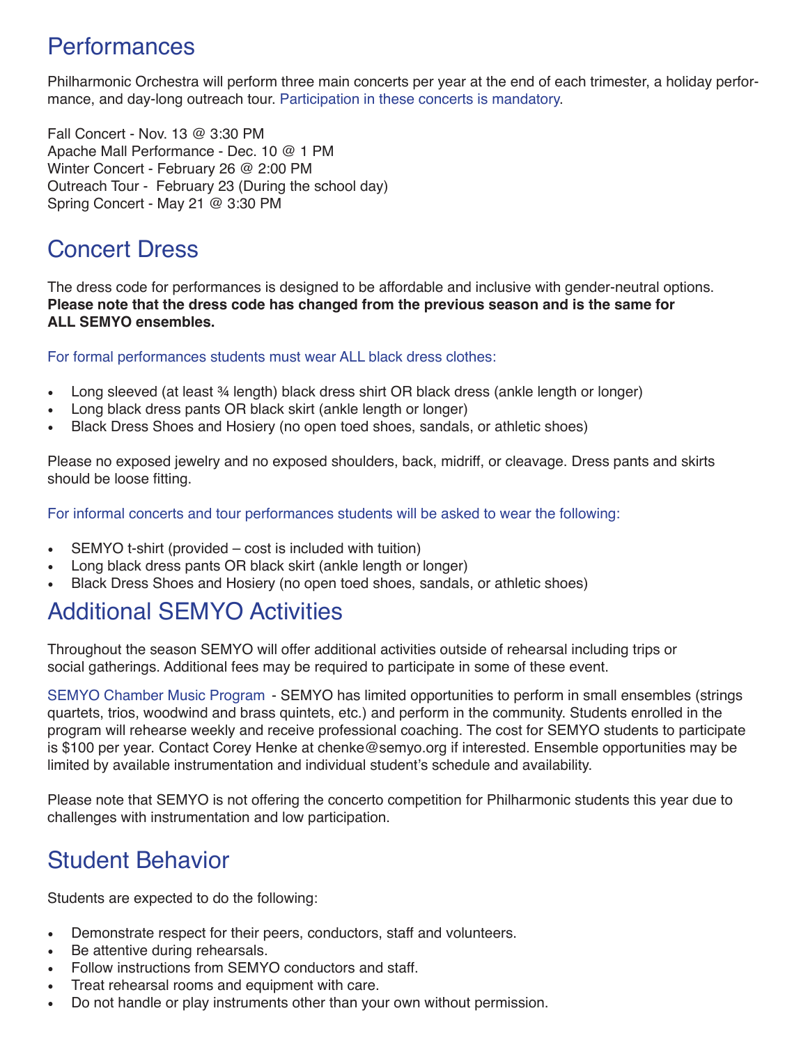## Performances

Philharmonic Orchestra will perform three main concerts per year at the end of each trimester, a holiday performance, and day-long outreach tour. Participation in these concerts is mandatory.

Fall Concert - Nov. 13 @ 3:30 PM
Apache Mall Performance - Dec. 10 @ 1 PM
Winter Concert - February 26 @ 2:00 PM
Outreach Tour - February 23 (During the school day)
Spring Concert - May 21 @ 3:30 PM

## Concert Dress

The dress code for performances is designed to be affordable and inclusive with gender-neutral options. **Please note that the dress code has changed from the previous season and is the same for ALL SEMYO ensembles.**

For formal performances students must wear ALL black dress clothes:

- Long sleeved (at least ¾ length) black dress shirt OR black dress (ankle length or longer)
- Long black dress pants OR black skirt (ankle length or longer)
- Black Dress Shoes and Hosiery (no open toed shoes, sandals, or athletic shoes)

Please no exposed jewelry and no exposed shoulders, back, midriff, or cleavage. Dress pants and skirts should be loose fitting.

For informal concerts and tour performances students will be asked to wear the following:

- SEMYO t-shirt (provided – cost is included with tuition)
- Long black dress pants OR black skirt (ankle length or longer)
- Black Dress Shoes and Hosiery (no open toed shoes, sandals, or athletic shoes)

## Additional SEMYO Activities

Throughout the season SEMYO will offer additional activities outside of rehearsal including trips or social gatherings. Additional fees may be required to participate in some of these event.

SEMYO Chamber Music Program - SEMYO has limited opportunities to perform in small ensembles (strings quartets, trios, woodwind and brass quintets, etc.) and perform in the community. Students enrolled in the program will rehearse weekly and receive professional coaching. The cost for SEMYO students to participate is $100 per year. Contact Corey Henke at chenke@semyo.org if interested. Ensemble opportunities may be limited by available instrumentation and individual student's schedule and availability.

Please note that SEMYO is not offering the concerto competition for Philharmonic students this year due to challenges with instrumentation and low participation.

## Student Behavior

Students are expected to do the following:

- Demonstrate respect for their peers, conductors, staff and volunteers.
- Be attentive during rehearsals.
- Follow instructions from SEMYO conductors and staff.
- Treat rehearsal rooms and equipment with care.
- Do not handle or play instruments other than your own without permission.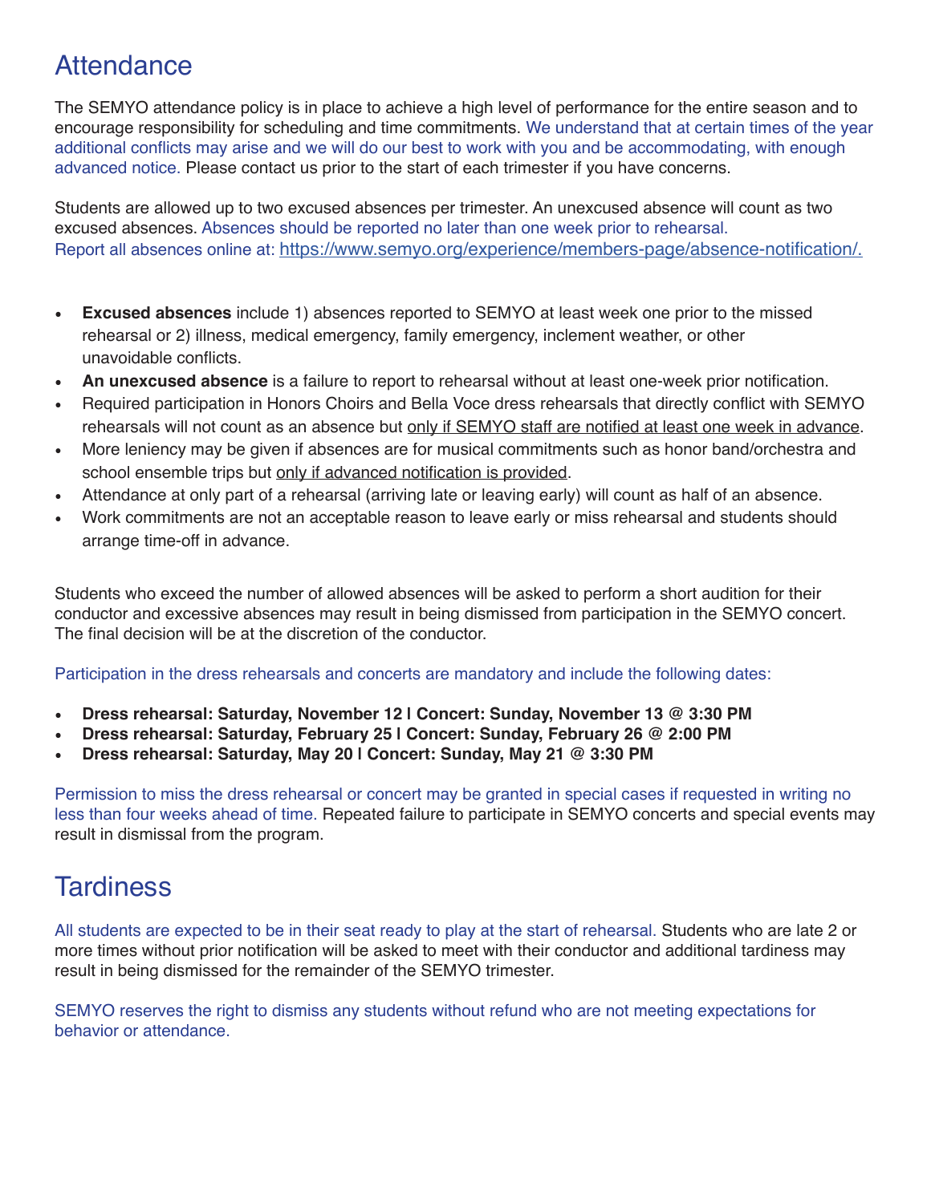## Attendance

The SEMYO attendance policy is in place to achieve a high level of performance for the entire season and to encourage responsibility for scheduling and time commitments. We understand that at certain times of the year additional conflicts may arise and we will do our best to work with you and be accommodating, with enough advanced notice. Please contact us prior to the start of each trimester if you have concerns.

Students are allowed up to two excused absences per trimester. An unexcused absence will count as two excused absences. Absences should be reported no later than one week prior to rehearsal. Report all absences online at: https://www.semyo.org/experience/members-page/absence-notification/.

- **Excused absences** include 1) absences reported to SEMYO at least week one prior to the missed rehearsal or 2) illness, medical emergency, family emergency, inclement weather, or other unavoidable conflicts.
- **An unexcused absence** is a failure to report to rehearsal without at least one-week prior notification.
- Required participation in Honors Choirs and Bella Voce dress rehearsals that directly conflict with SEMYO rehearsals will not count as an absence but only if SEMYO staff are notified at least one week in advance.
- More leniency may be given if absences are for musical commitments such as honor band/orchestra and school ensemble trips but only if advanced notification is provided.
- Attendance at only part of a rehearsal (arriving late or leaving early) will count as half of an absence.
- Work commitments are not an acceptable reason to leave early or miss rehearsal and students should arrange time-off in advance.

Students who exceed the number of allowed absences will be asked to perform a short audition for their conductor and excessive absences may result in being dismissed from participation in the SEMYO concert. The final decision will be at the discretion of the conductor.

Participation in the dress rehearsals and concerts are mandatory and include the following dates:

- **Dress rehearsal: Saturday, November 12 | Concert: Sunday, November 13 @ 3:30 PM**
- **Dress rehearsal: Saturday, February 25 | Concert: Sunday, February 26 @ 2:00 PM**
- **Dress rehearsal: Saturday, May 20 | Concert: Sunday, May 21 @ 3:30 PM**

Permission to miss the dress rehearsal or concert may be granted in special cases if requested in writing no less than four weeks ahead of time. Repeated failure to participate in SEMYO concerts and special events may result in dismissal from the program.

## Tardiness

All students are expected to be in their seat ready to play at the start of rehearsal. Students who are late 2 or more times without prior notification will be asked to meet with their conductor and additional tardiness may result in being dismissed for the remainder of the SEMYO trimester.

SEMYO reserves the right to dismiss any students without refund who are not meeting expectations for behavior or attendance.